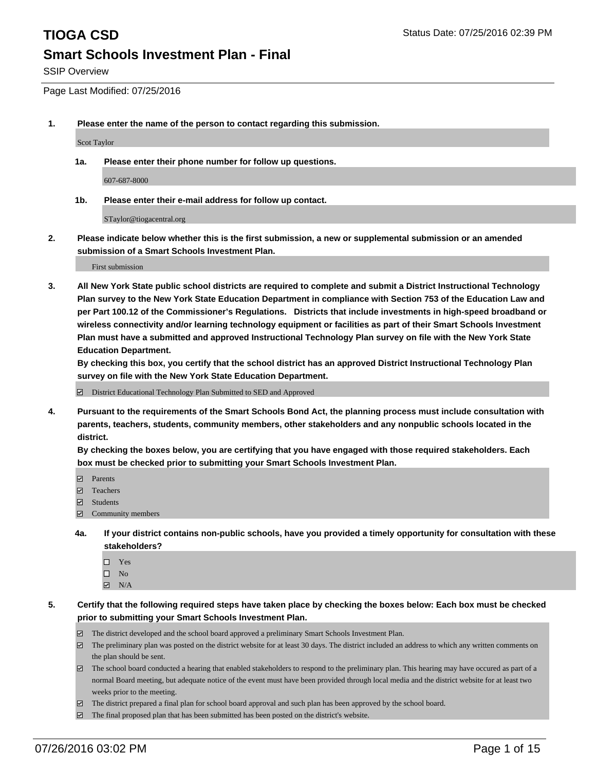# TIOGA CSD

Status Date: 07/25/2016 02:39 PM

## Smart Schools Investment Plan - Final

SSIP Overview

Page Last Modified: 07/25/2016

**1. Please enter the name of the person to contact regarding this submission.**

Scot Taylor

**1a. Please enter their phone number for follow up questions.**

607-687-8000

**1b. Please enter their e-mail address for follow up contact.**

STaylor@tiogacentral.org

**2. Please indicate below whether this is the first submission, a new or supplemental submission or an amended submission of a Smart Schools Investment Plan.**

First submission

**3. All New York State public school districts are required to complete and submit a District Instructional Technology Plan survey to the New York State Education Department in compliance with Section 753 of the Education Law and per Part 100.12 of the Commissioner's Regulations. Districts that include investments in high-speed broadband or wireless connectivity and/or learning technology equipment or facilities as part of their Smart Schools Investment Plan must have a submitted and approved Instructional Technology Plan survey on file with the New York State Education Department.**

**By checking this box, you certify that the school district has an approved District Instructional Technology Plan survey on file with the New York State Education Department.**

- ☑ District Educational Technology Plan Submitted to SED and Approved

**4. Pursuant to the requirements of the Smart Schools Bond Act, the planning process must include consultation with parents, teachers, students, community members, other stakeholders and any nonpublic schools located in the district.**

**By checking the boxes below, you are certifying that you have engaged with those required stakeholders. Each box must be checked prior to submitting your Smart Schools Investment Plan.**

- ☑ Parents
- ☑ Teachers
- ☑ Students
- ☑ Community members

**4a. If your district contains non-public schools, have you provided a timely opportunity for consultation with these stakeholders?**

- ☐ Yes
- ☐ No
- ☑ N/A

**5. Certify that the following required steps have taken place by checking the boxes below: Each box must be checked prior to submitting your Smart Schools Investment Plan.**

- ☑ The district developed and the school board approved a preliminary Smart Schools Investment Plan.
- ☑ The preliminary plan was posted on the district website for at least 30 days. The district included an address to which any written comments on the plan should be sent.
- ☑ The school board conducted a hearing that enabled stakeholders to respond to the preliminary plan. This hearing may have occured as part of a normal Board meeting, but adequate notice of the event must have been provided through local media and the district website for at least two weeks prior to the meeting.
- ☑ The district prepared a final plan for school board approval and such plan has been approved by the school board.
- ☑ The final proposed plan that has been submitted has been posted on the district's website.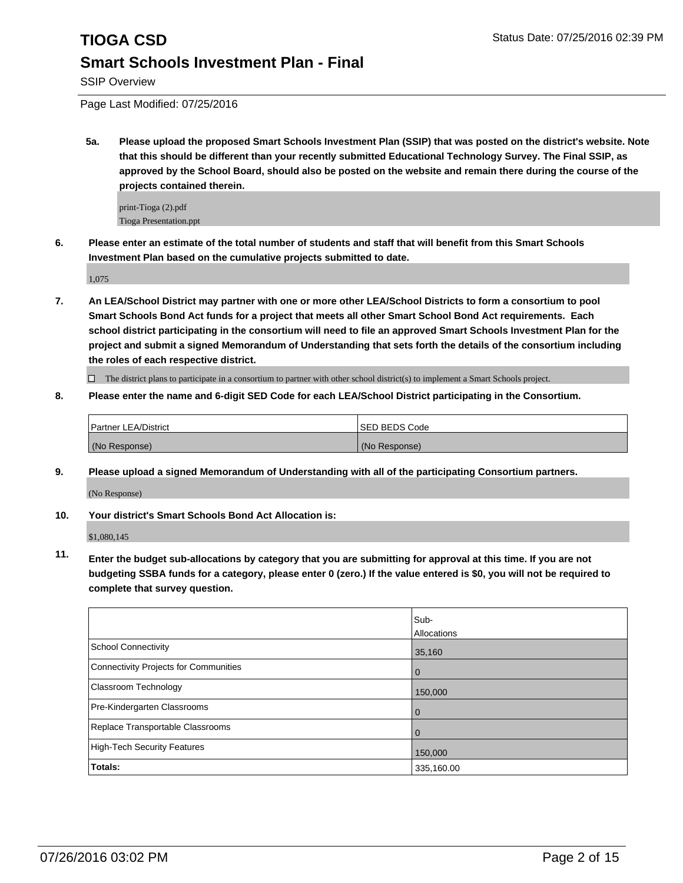# TIOGA CSD

## Smart Schools Investment Plan - Final

SSIP Overview

Page Last Modified: 07/25/2016

**5a. Please upload the proposed Smart Schools Investment Plan (SSIP) that was posted on the district's website. Note that this should be different than your recently submitted Educational Technology Survey. The Final SSIP, as approved by the School Board, should also be posted on the website and remain there during the course of the projects contained therein.**

print-Tioga (2).pdf
Tioga Presentation.ppt

**6. Please enter an estimate of the total number of students and staff that will benefit from this Smart Schools Investment Plan based on the cumulative projects submitted to date.**

1,075

**7. An LEA/School District may partner with one or more other LEA/School Districts to form a consortium to pool Smart Schools Bond Act funds for a project that meets all other Smart School Bond Act requirements. Each school district participating in the consortium will need to file an approved Smart Schools Investment Plan for the project and submit a signed Memorandum of Understanding that sets forth the details of the consortium including the roles of each respective district.**

☐ The district plans to participate in a consortium to partner with other school district(s) to implement a Smart Schools project.

**8. Please enter the name and 6-digit SED Code for each LEA/School District participating in the Consortium.**

| Partner LEA/District | SED BEDS Code |
|---|---|
| (No Response) | (No Response) |

**9. Please upload a signed Memorandum of Understanding with all of the participating Consortium partners.**

(No Response)

**10. Your district's Smart Schools Bond Act Allocation is:**

$1,080,145

**11. Enter the budget sub-allocations by category that you are submitting for approval at this time. If you are not budgeting SSBA funds for a category, please enter 0 (zero.) If the value entered is $0, you will not be required to complete that survey question.**

| | Sub-Allocations |
|---|---|
| School Connectivity | 35,160 |
| Connectivity Projects for Communities | 0 |
| Classroom Technology | 150,000 |
| Pre-Kindergarten Classrooms | 0 |
| Replace Transportable Classrooms | 0 |
| High-Tech Security Features | 150,000 |
| **Totals:** | 335,160.00 |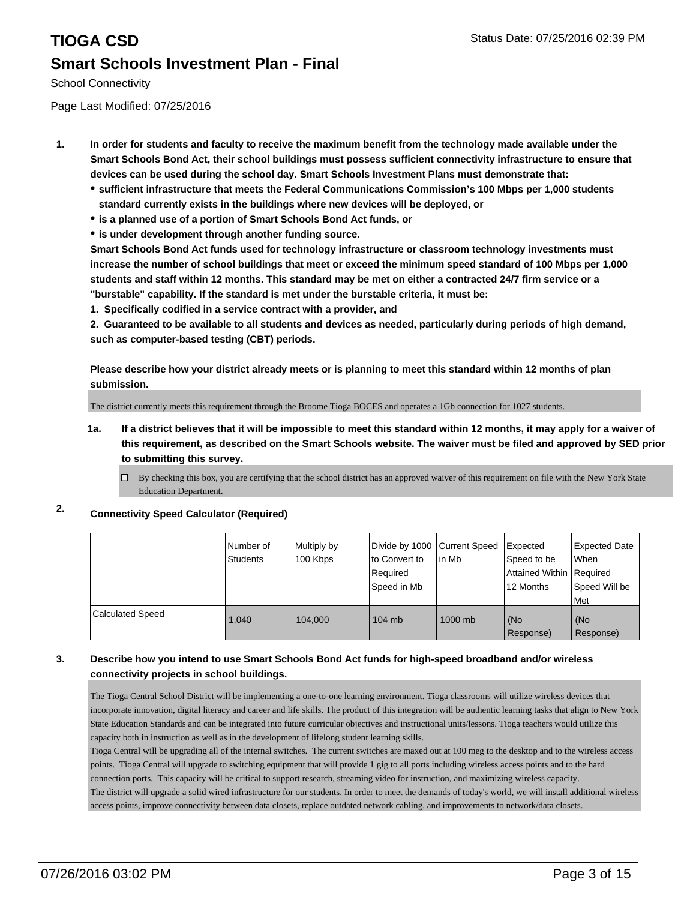# TIOGA CSD

## Smart Schools Investment Plan - Final

School Connectivity

Page Last Modified: 07/25/2016

1. **In order for students and faculty to receive the maximum benefit from the technology made available under the Smart Schools Bond Act, their school buildings must possess sufficient connectivity infrastructure to ensure that devices can be used during the school day. Smart Schools Investment Plans must demonstrate that:**
   - **sufficient infrastructure that meets the Federal Communications Commission's 100 Mbps per 1,000 students standard currently exists in the buildings where new devices will be deployed, or**
   - **is a planned use of a portion of Smart Schools Bond Act funds, or**
   - **is under development through another funding source.**

   **Smart Schools Bond Act funds used for technology infrastructure or classroom technology investments must increase the number of school buildings that meet or exceed the minimum speed standard of 100 Mbps per 1,000 students and staff within 12 months. This standard may be met on either a contracted 24/7 firm service or a "burstable" capability. If the standard is met under the burstable criteria, it must be:**

   **1. Specifically codified in a service contract with a provider, and**

   **2. Guaranteed to be available to all students and devices as needed, particularly during periods of high demand, such as computer-based testing (CBT) periods.**

   **Please describe how your district already meets or is planning to meet this standard within 12 months of plan submission.**

   The district currently meets this requirement through the Broome Tioga BOCES and operates a 1Gb connection for 1027 students.

   1a. **If a district believes that it will be impossible to meet this standard within 12 months, it may apply for a waiver of this requirement, as described on the Smart Schools website. The waiver must be filed and approved by SED prior to submitting this survey.**

   ☐ By checking this box, you are certifying that the school district has an approved waiver of this requirement on file with the New York State Education Department.

2. **Connectivity Speed Calculator (Required)**

| | Number of Students | Multiply by 100 Kbps | Divide by 1000 to Convert to Required Speed in Mb | Current Speed in Mb | Expected Speed to be Attained Within 12 Months | Expected Date When Required Speed Will be Met |
|---|---|---|---|---|---|---|
| Calculated Speed | 1,040 | 104,000 | 104 mb | 1000 mb | (No Response) | (No Response) |

3. **Describe how you intend to use Smart Schools Bond Act funds for high-speed broadband and/or wireless connectivity projects in school buildings.**

   The Tioga Central School District will be implementing a one-to-one learning environment. Tioga classrooms will utilize wireless devices that incorporate innovation, digital literacy and career and life skills. The product of this integration will be authentic learning tasks that align to New York State Education Standards and can be integrated into future curricular objectives and instructional units/lessons. Tioga teachers would utilize this capacity both in instruction as well as in the development of lifelong student learning skills.
   Tioga Central will be upgrading all of the internal switches. The current switches are maxed out at 100 meg to the desktop and to the wireless access points. Tioga Central will upgrade to switching equipment that will provide 1 gig to all ports including wireless access points and to the hard connection ports. This capacity will be critical to support research, streaming video for instruction, and maximizing wireless capacity.
   The district will upgrade a solid wired infrastructure for our students. In order to meet the demands of today's world, we will install additional wireless access points, improve connectivity between data closets, replace outdated network cabling, and improvements to network/data closets.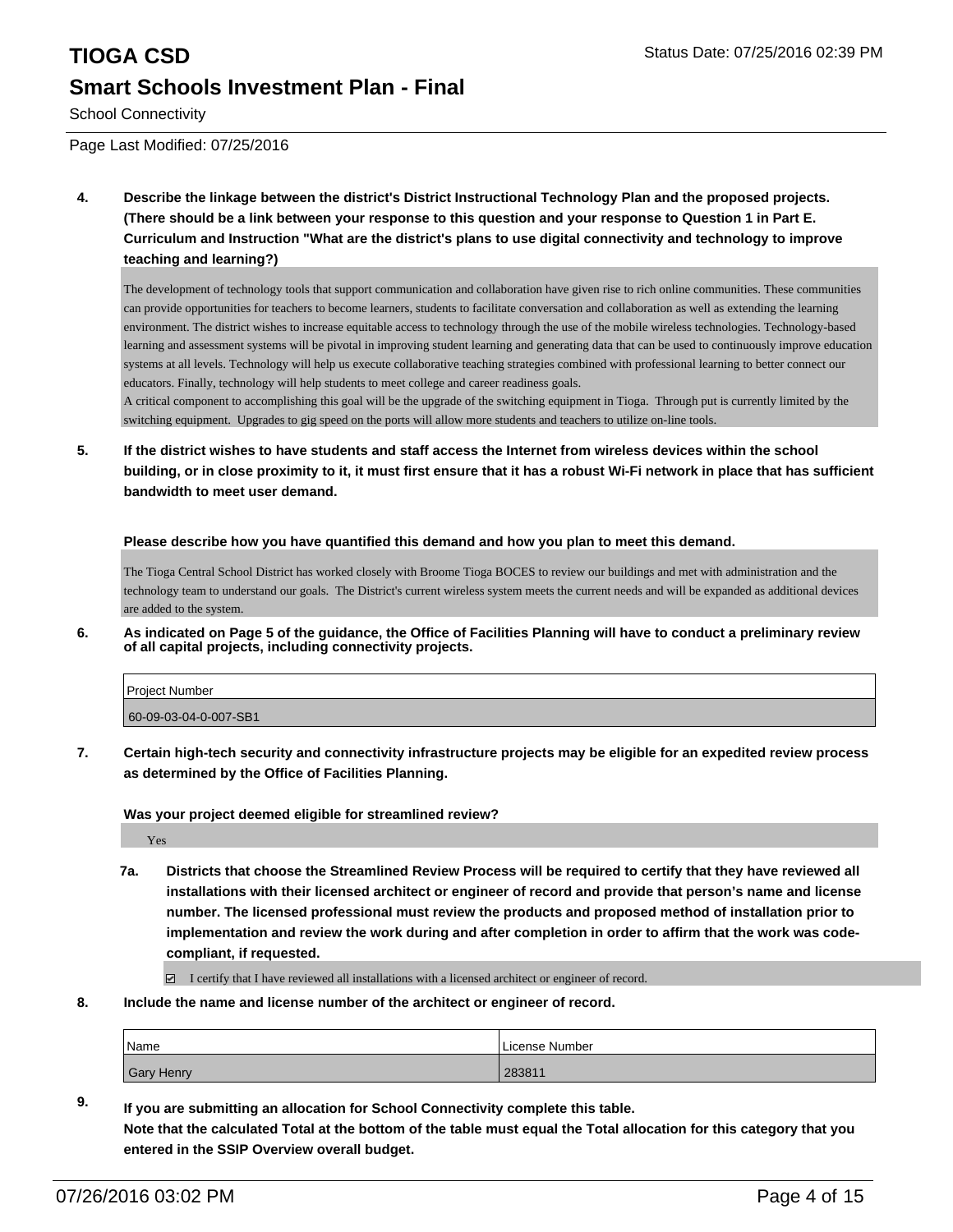School Connectivity

Page Last Modified: 07/25/2016

**4. Describe the linkage between the district's District Instructional Technology Plan and the proposed projects. (There should be a link between your response to this question and your response to Question 1 in Part E. Curriculum and Instruction "What are the district's plans to use digital connectivity and technology to improve teaching and learning?)**

The development of technology tools that support communication and collaboration have given rise to rich online communities. These communities can provide opportunities for teachers to become learners, students to facilitate conversation and collaboration as well as extending the learning environment. The district wishes to increase equitable access to technology through the use of the mobile wireless technologies. Technology-based learning and assessment systems will be pivotal in improving student learning and generating data that can be used to continuously improve education systems at all levels. Technology will help us execute collaborative teaching strategies combined with professional learning to better connect our educators. Finally, technology will help students to meet college and career readiness goals.
A critical component to accomplishing this goal will be the upgrade of the switching equipment in Tioga. Through put is currently limited by the switching equipment. Upgrades to gig speed on the ports will allow more students and teachers to utilize on-line tools.

**5. If the district wishes to have students and staff access the Internet from wireless devices within the school building, or in close proximity to it, it must first ensure that it has a robust Wi-Fi network in place that has sufficient bandwidth to meet user demand.**

**Please describe how you have quantified this demand and how you plan to meet this demand.**

The Tioga Central School District has worked closely with Broome Tioga BOCES to review our buildings and met with administration and the technology team to understand our goals. The District's current wireless system meets the current needs and will be expanded as additional devices are added to the system.

**6. As indicated on Page 5 of the guidance, the Office of Facilities Planning will have to conduct a preliminary review of all capital projects, including connectivity projects.**

| Project Number |
|---|
| 60-09-03-04-0-007-SB1 |

**7. Certain high-tech security and connectivity infrastructure projects may be eligible for an expedited review process as determined by the Office of Facilities Planning.**

**Was your project deemed eligible for streamlined review?**

Yes

**7a. Districts that choose the Streamlined Review Process will be required to certify that they have reviewed all installations with their licensed architect or engineer of record and provide that person's name and license number. The licensed professional must review the products and proposed method of installation prior to implementation and review the work during and after completion in order to affirm that the work was code-compliant, if requested.**

☑ I certify that I have reviewed all installations with a licensed architect or engineer of record.

**8. Include the name and license number of the architect or engineer of record.**

| Name | License Number |
|---|---|
| Gary Henry | 283811 |

**9. If you are submitting an allocation for School Connectivity complete this table. Note that the calculated Total at the bottom of the table must equal the Total allocation for this category that you entered in the SSIP Overview overall budget.**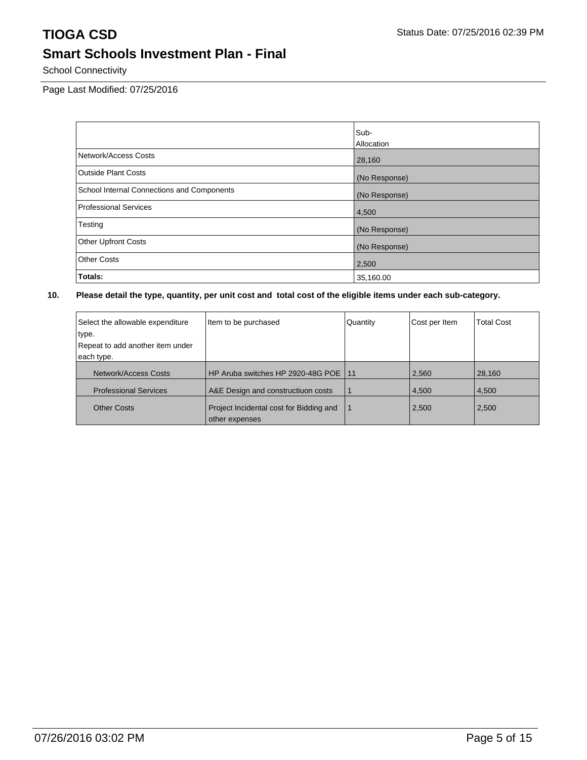# TIOGA CSD

Status Date: 07/25/2016 02:39 PM

## Smart Schools Investment Plan - Final

School Connectivity

Page Last Modified: 07/25/2016

| | Sub-Allocation |
|---|---|
| Network/Access Costs | 28,160 |
| Outside Plant Costs | (No Response) |
| School Internal Connections and Components | (No Response) |
| Professional Services | 4,500 |
| Testing | (No Response) |
| Other Upfront Costs | (No Response) |
| Other Costs | 2,500 |
| **Totals:** | 35,160.00 |

**10. Please detail the type, quantity, per unit cost and total cost of the eligible items under each sub-category.**

| Select the allowable expenditure type. Repeat to add another item under each type. | Item to be purchased | Quantity | Cost per Item | Total Cost |
|---|---|---|---|---|
| Network/Access Costs | HP Aruba switches HP 2920-48G POE | 11 | 2,560 | 28,160 |
| Professional Services | A&E Design and constructiuon costs | 1 | 4,500 | 4,500 |
| Other Costs | Project Incidental cost for Bidding and other expenses | 1 | 2,500 | 2,500 |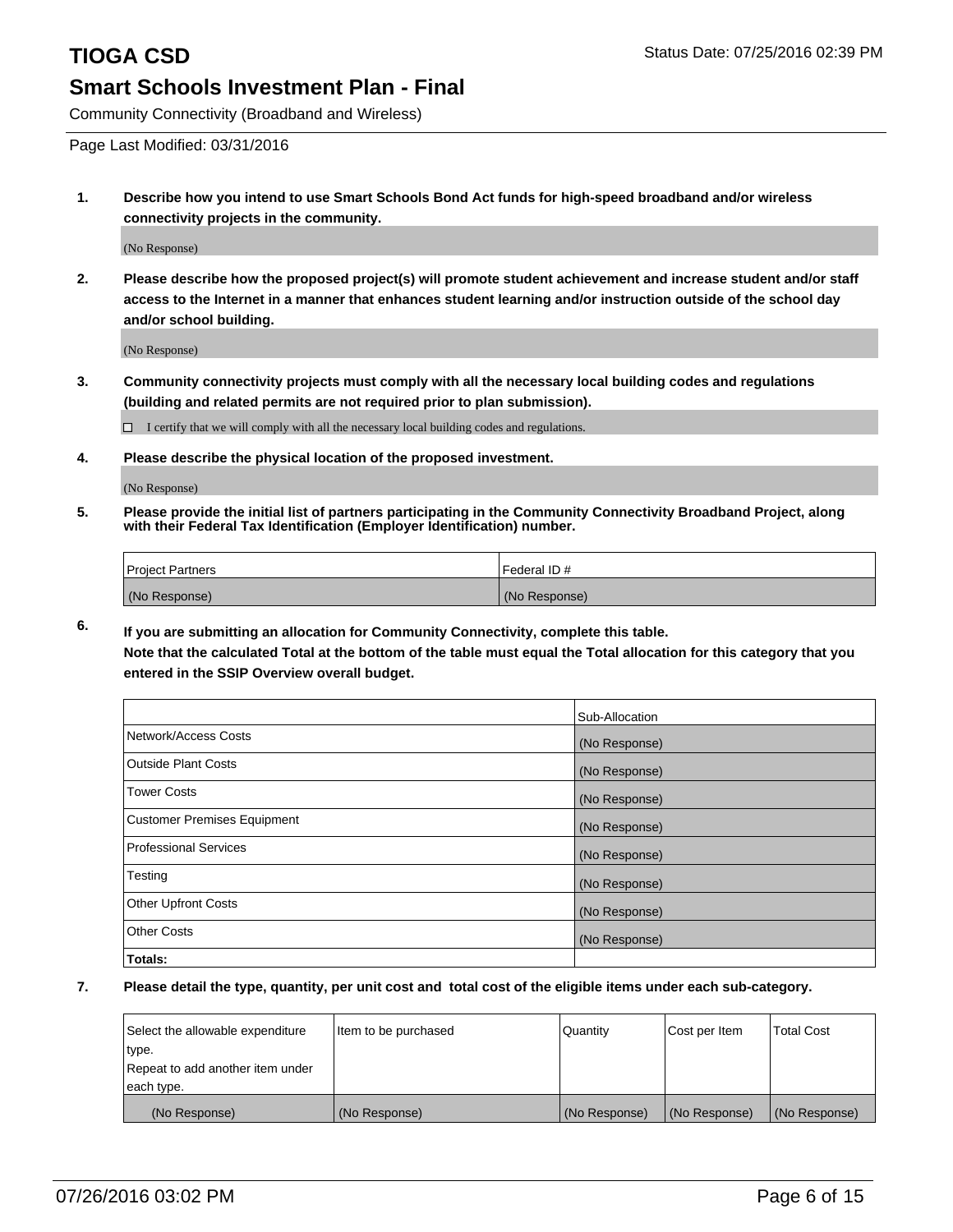# TIOGA CSD

Status Date: 07/25/2016 02:39 PM

## Smart Schools Investment Plan - Final

Community Connectivity (Broadband and Wireless)

Page Last Modified: 03/31/2016

**1. Describe how you intend to use Smart Schools Bond Act funds for high-speed broadband and/or wireless connectivity projects in the community.**

(No Response)

**2. Please describe how the proposed project(s) will promote student achievement and increase student and/or staff access to the Internet in a manner that enhances student learning and/or instruction outside of the school day and/or school building.**

(No Response)

**3. Community connectivity projects must comply with all the necessary local building codes and regulations (building and related permits are not required prior to plan submission).**

☐ I certify that we will comply with all the necessary local building codes and regulations.

**4. Please describe the physical location of the proposed investment.**

(No Response)

**5. Please provide the initial list of partners participating in the Community Connectivity Broadband Project, along with their Federal Tax Identification (Employer Identification) number.**

| Project Partners | Federal ID # |
|---|---|
| (No Response) | (No Response) |

**6. If you are submitting an allocation for Community Connectivity, complete this table. Note that the calculated Total at the bottom of the table must equal the Total allocation for this category that you entered in the SSIP Overview overall budget.**

| | Sub-Allocation |
|---|---|
| Network/Access Costs | (No Response) |
| Outside Plant Costs | (No Response) |
| Tower Costs | (No Response) |
| Customer Premises Equipment | (No Response) |
| Professional Services | (No Response) |
| Testing | (No Response) |
| Other Upfront Costs | (No Response) |
| Other Costs | (No Response) |
| **Totals:** | |

**7. Please detail the type, quantity, per unit cost and total cost of the eligible items under each sub-category.**

| Select the allowable expenditure type. Repeat to add another item under each type. | Item to be purchased | Quantity | Cost per Item | Total Cost |
|---|---|---|---|---|
| (No Response) | (No Response) | (No Response) | (No Response) | (No Response) |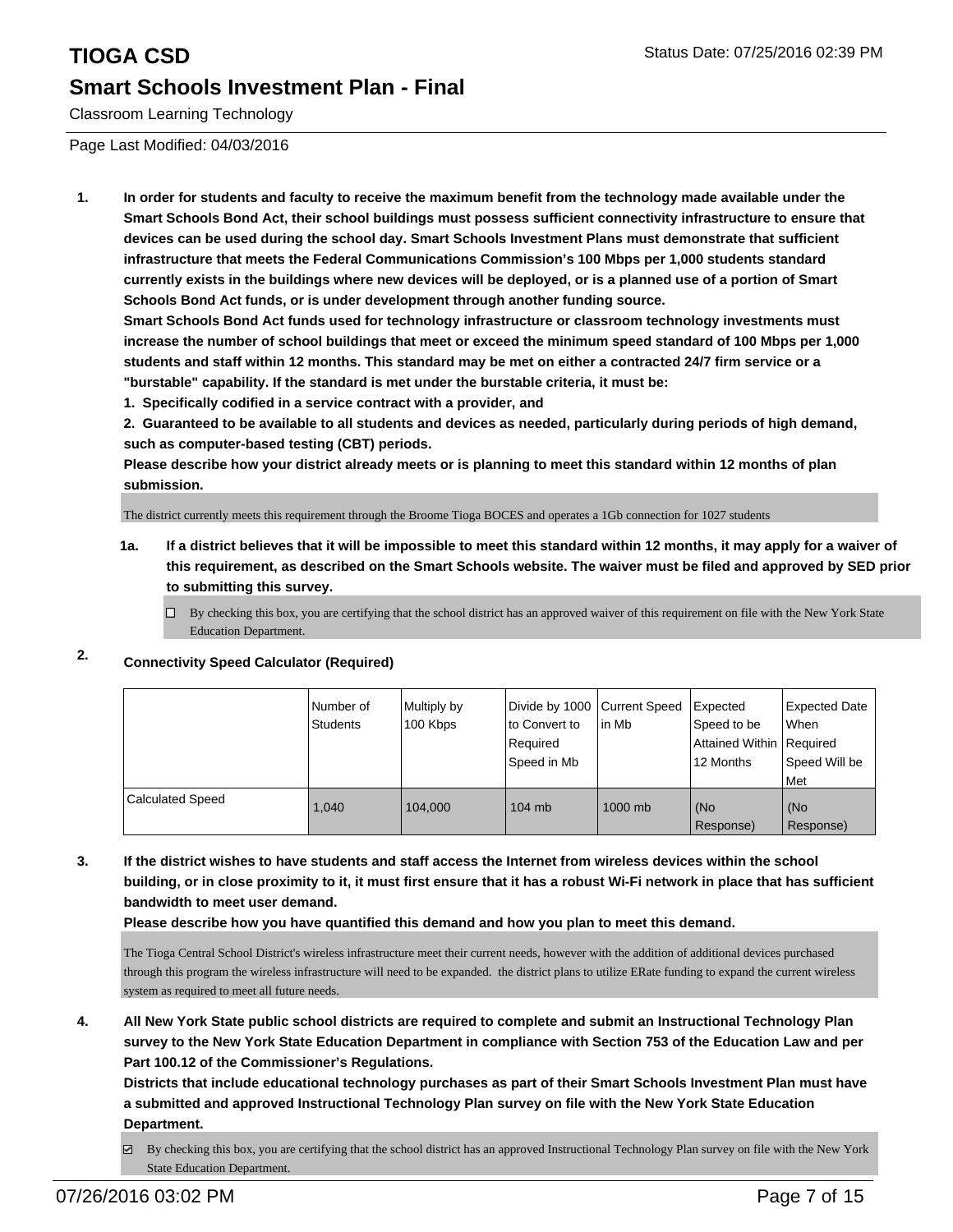# TIOGA CSD

Status Date: 07/25/2016 02:39 PM

## Smart Schools Investment Plan - Final

Classroom Learning Technology

Page Last Modified: 04/03/2016

1. **In order for students and faculty to receive the maximum benefit from the technology made available under the Smart Schools Bond Act, their school buildings must possess sufficient connectivity infrastructure to ensure that devices can be used during the school day. Smart Schools Investment Plans must demonstrate that sufficient infrastructure that meets the Federal Communications Commission's 100 Mbps per 1,000 students standard currently exists in the buildings where new devices will be deployed, or is a planned use of a portion of Smart Schools Bond Act funds, or is under development through another funding source.**

   **Smart Schools Bond Act funds used for technology infrastructure or classroom technology investments must increase the number of school buildings that meet or exceed the minimum speed standard of 100 Mbps per 1,000 students and staff within 12 months. This standard may be met on either a contracted 24/7 firm service or a "burstable" capability. If the standard is met under the burstable criteria, it must be:**

   **1. Specifically codified in a service contract with a provider, and**

   **2. Guaranteed to be available to all students and devices as needed, particularly during periods of high demand, such as computer-based testing (CBT) periods.**

   **Please describe how your district already meets or is planning to meet this standard within 12 months of plan submission.**

   The district currently meets this requirement through the Broome Tioga BOCES and operates a 1Gb connection for 1027 students

   **1a. If a district believes that it will be impossible to meet this standard within 12 months, it may apply for a waiver of this requirement, as described on the Smart Schools website. The waiver must be filed and approved by SED prior to submitting this survey.**

   ☐ By checking this box, you are certifying that the school district has an approved waiver of this requirement on file with the New York State Education Department.

2. **Connectivity Speed Calculator (Required)**

| | Number of Students | Multiply by 100 Kbps | Divide by 1000 to Convert to Required Speed in Mb | Current Speed in Mb | Expected Speed to be Attained Within 12 Months | Expected Date When Required Speed Will be Met |
|---|---|---|---|---|---|---|
| Calculated Speed | 1,040 | 104,000 | 104 mb | 1000 mb | (No Response) | (No Response) |

3. **If the district wishes to have students and staff access the Internet from wireless devices within the school building, or in close proximity to it, it must first ensure that it has a robust Wi-Fi network in place that has sufficient bandwidth to meet user demand.**

   **Please describe how you have quantified this demand and how you plan to meet this demand.**

   The Tioga Central School District's wireless infrastructure meet their current needs, however with the addition of additional devices purchased through this program the wireless infrastructure will need to be expanded. the district plans to utilize ERate funding to expand the current wireless system as required to meet all future needs.

4. **All New York State public school districts are required to complete and submit an Instructional Technology Plan survey to the New York State Education Department in compliance with Section 753 of the Education Law and per Part 100.12 of the Commissioner's Regulations.**

   **Districts that include educational technology purchases as part of their Smart Schools Investment Plan must have a submitted and approved Instructional Technology Plan survey on file with the New York State Education Department.**

   ☑ By checking this box, you are certifying that the school district has an approved Instructional Technology Plan survey on file with the New York State Education Department.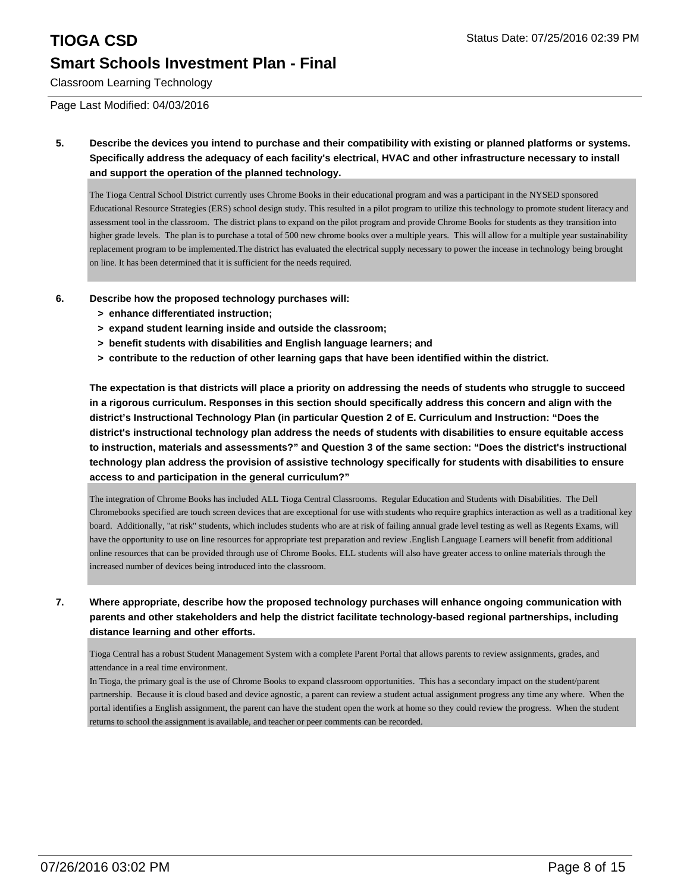# TIOGA CSD

## Smart Schools Investment Plan - Final

Classroom Learning Technology

Page Last Modified: 04/03/2016

**5. Describe the devices you intend to purchase and their compatibility with existing or planned platforms or systems. Specifically address the adequacy of each facility's electrical, HVAC and other infrastructure necessary to install and support the operation of the planned technology.**

The Tioga Central School District currently uses Chrome Books in their educational program and was a participant in the NYSED sponsored Educational Resource Strategies (ERS) school design study. This resulted in a pilot program to utilize this technology to promote student literacy and assessment tool in the classroom. The district plans to expand on the pilot program and provide Chrome Books for students as they transition into higher grade levels. The plan is to purchase a total of 500 new chrome books over a multiple years. This will allow for a multiple year sustainability replacement program to be implemented.The district has evaluated the electrical supply necessary to power the incease in technology being brought on line. It has been determined that it is sufficient for the needs required.

**6. Describe how the proposed technology purchases will:**
- **> enhance differentiated instruction;**
- **> expand student learning inside and outside the classroom;**
- **> benefit students with disabilities and English language learners; and**
- **> contribute to the reduction of other learning gaps that have been identified within the district.**

**The expectation is that districts will place a priority on addressing the needs of students who struggle to succeed in a rigorous curriculum. Responses in this section should specifically address this concern and align with the district's Instructional Technology Plan (in particular Question 2 of E. Curriculum and Instruction: "Does the district's instructional technology plan address the needs of students with disabilities to ensure equitable access to instruction, materials and assessments?" and Question 3 of the same section: "Does the district's instructional technology plan address the provision of assistive technology specifically for students with disabilities to ensure access to and participation in the general curriculum?"**

The integration of Chrome Books has included ALL Tioga Central Classrooms. Regular Education and Students with Disabilities. The Dell Chromebooks specified are touch screen devices that are exceptional for use with students who require graphics interaction as well as a traditional key board. Additionally, "at risk" students, which includes students who are at risk of failing annual grade level testing as well as Regents Exams, will have the opportunity to use on line resources for appropriate test preparation and review .English Language Learners will benefit from additional online resources that can be provided through use of Chrome Books. ELL students will also have greater access to online materials through the increased number of devices being introduced into the classroom.

**7. Where appropriate, describe how the proposed technology purchases will enhance ongoing communication with parents and other stakeholders and help the district facilitate technology-based regional partnerships, including distance learning and other efforts.**

Tioga Central has a robust Student Management System with a complete Parent Portal that allows parents to review assignments, grades, and attendance in a real time environment.
In Tioga, the primary goal is the use of Chrome Books to expand classroom opportunities. This has a secondary impact on the student/parent partnership. Because it is cloud based and device agnostic, a parent can review a student actual assignment progress any time any where. When the portal identifies a English assignment, the parent can have the student open the work at home so they could review the progress. When the student returns to school the assignment is available, and teacher or peer comments can be recorded.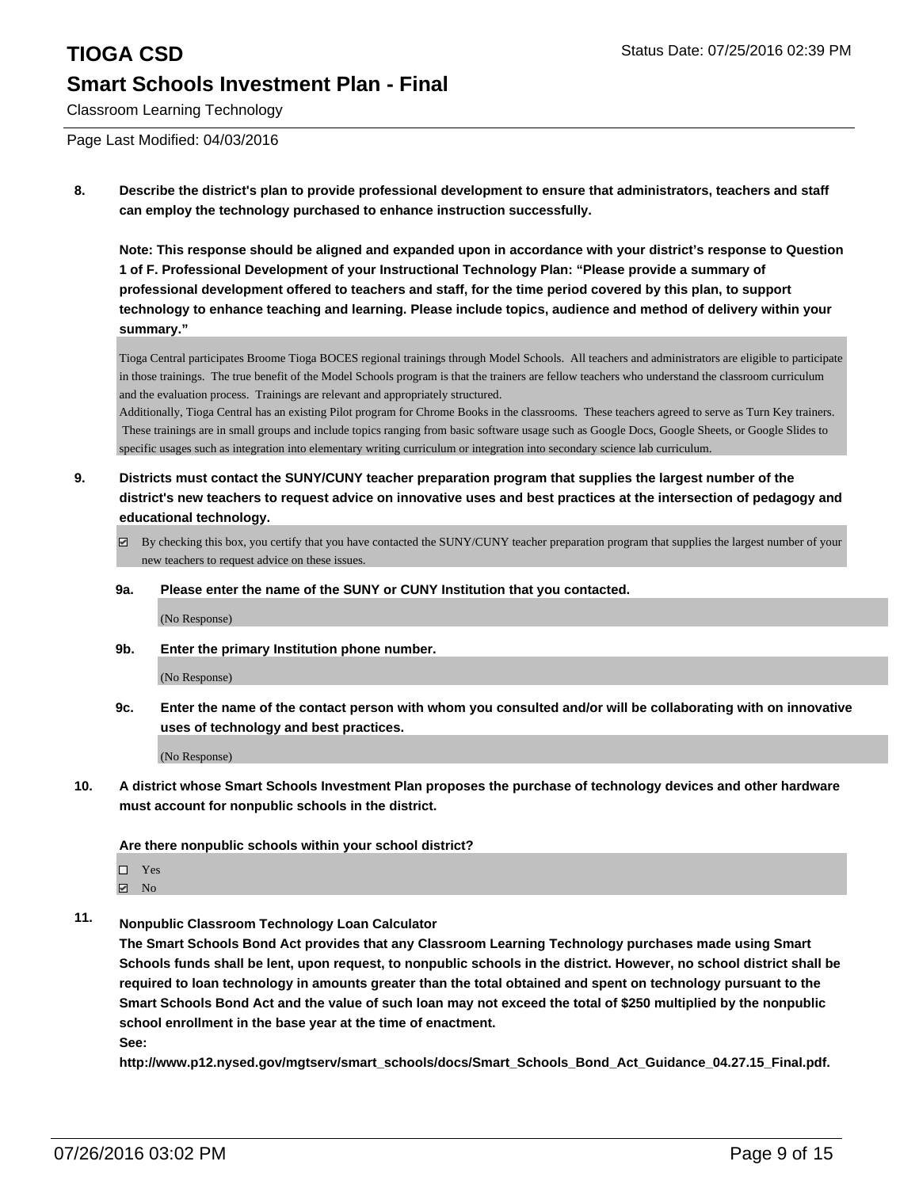# TIOGA CSD

## Smart Schools Investment Plan - Final

Classroom Learning Technology

Status Date: 07/25/2016 02:39 PM

Page Last Modified: 04/03/2016

**8. Describe the district's plan to provide professional development to ensure that administrators, teachers and staff can employ the technology purchased to enhance instruction successfully.**

**Note: This response should be aligned and expanded upon in accordance with your district's response to Question 1 of F. Professional Development of your Instructional Technology Plan: "Please provide a summary of professional development offered to teachers and staff, for the time period covered by this plan, to support technology to enhance teaching and learning. Please include topics, audience and method of delivery within your summary."**

Tioga Central participates Broome Tioga BOCES regional trainings through Model Schools. All teachers and administrators are eligible to participate in those trainings. The true benefit of the Model Schools program is that the trainers are fellow teachers who understand the classroom curriculum and the evaluation process. Trainings are relevant and appropriately structured.
Additionally, Tioga Central has an existing Pilot program for Chrome Books in the classrooms. These teachers agreed to serve as Turn Key trainers. These trainings are in small groups and include topics ranging from basic software usage such as Google Docs, Google Sheets, or Google Slides to specific usages such as integration into elementary writing curriculum or integration into secondary science lab curriculum.

**9. Districts must contact the SUNY/CUNY teacher preparation program that supplies the largest number of the district's new teachers to request advice on innovative uses and best practices at the intersection of pedagogy and educational technology.**

☑ By checking this box, you certify that you have contacted the SUNY/CUNY teacher preparation program that supplies the largest number of your new teachers to request advice on these issues.

**9a. Please enter the name of the SUNY or CUNY Institution that you contacted.**

(No Response)

**9b. Enter the primary Institution phone number.**

(No Response)

**9c. Enter the name of the contact person with whom you consulted and/or will be collaborating with on innovative uses of technology and best practices.**

(No Response)

**10. A district whose Smart Schools Investment Plan proposes the purchase of technology devices and other hardware must account for nonpublic schools in the district.**

**Are there nonpublic schools within your school district?**

☐ Yes
☑ No

**11. Nonpublic Classroom Technology Loan Calculator**
**The Smart Schools Bond Act provides that any Classroom Learning Technology purchases made using Smart Schools funds shall be lent, upon request, to nonpublic schools in the district. However, no school district shall be required to loan technology in amounts greater than the total obtained and spent on technology pursuant to the Smart Schools Bond Act and the value of such loan may not exceed the total of $250 multiplied by the nonpublic school enrollment in the base year at the time of enactment.**
**See:**
**http://www.p12.nysed.gov/mgtserv/smart_schools/docs/Smart_Schools_Bond_Act_Guidance_04.27.15_Final.pdf.**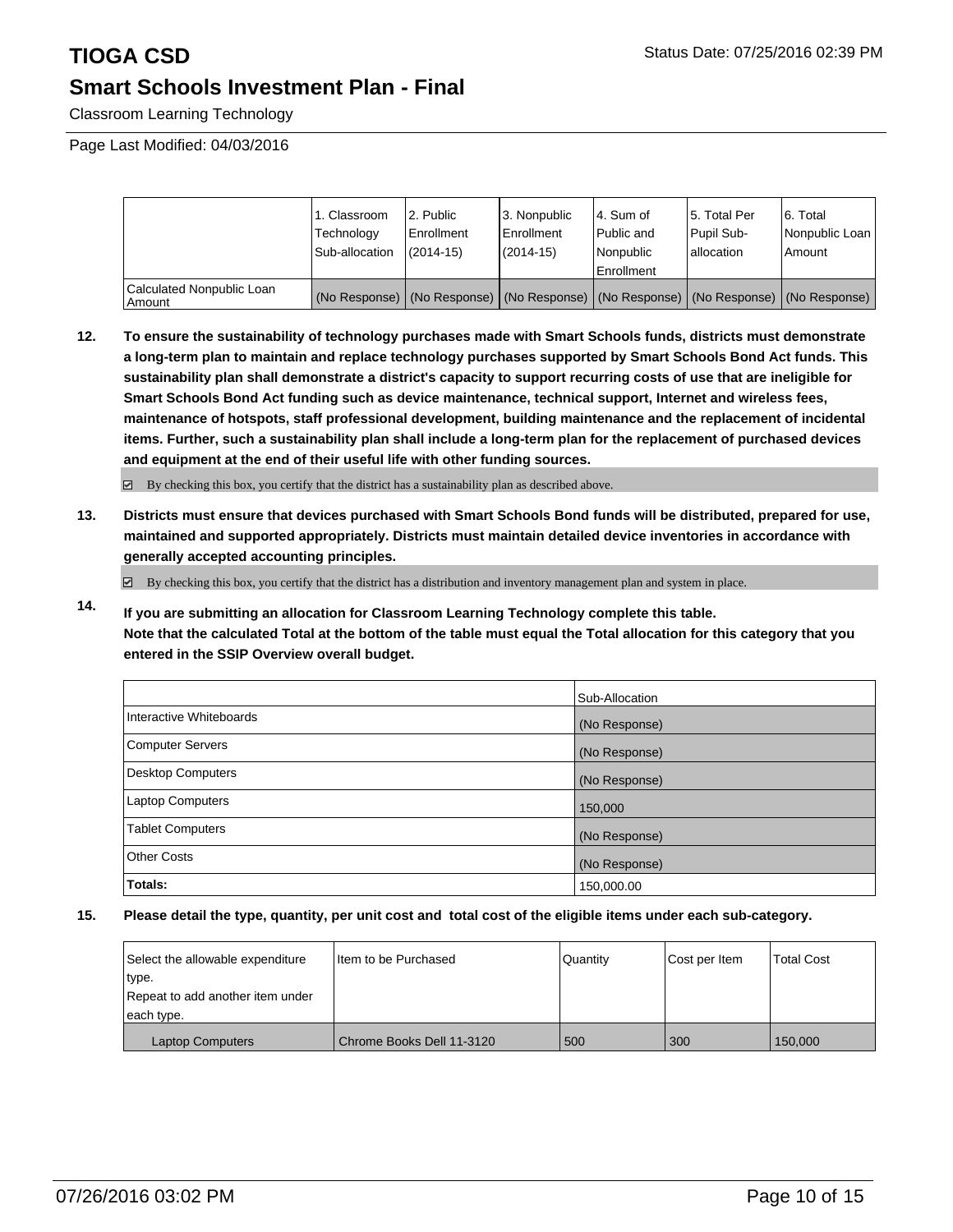# TIOGA CSD

Status Date: 07/25/2016 02:39 PM

## Smart Schools Investment Plan - Final

Classroom Learning Technology

Page Last Modified: 04/03/2016

| | 1. Classroom Technology Sub-allocation | 2. Public Enrollment (2014-15) | 3. Nonpublic Enrollment (2014-15) | 4. Sum of Public and Nonpublic Enrollment | 5. Total Per Pupil Sub-allocation | 6. Total Nonpublic Loan Amount |
|---|---|---|---|---|---|---|
| Calculated Nonpublic Loan Amount | (No Response) | (No Response) | (No Response) | (No Response) | (No Response) | (No Response) |

**12. To ensure the sustainability of technology purchases made with Smart Schools funds, districts must demonstrate a long-term plan to maintain and replace technology purchases supported by Smart Schools Bond Act funds. This sustainability plan shall demonstrate a district's capacity to support recurring costs of use that are ineligible for Smart Schools Bond Act funding such as device maintenance, technical support, Internet and wireless fees, maintenance of hotspots, staff professional development, building maintenance and the replacement of incidental items. Further, such a sustainability plan shall include a long-term plan for the replacement of purchased devices and equipment at the end of their useful life with other funding sources.**

☑ By checking this box, you certify that the district has a sustainability plan as described above.

**13. Districts must ensure that devices purchased with Smart Schools Bond funds will be distributed, prepared for use, maintained and supported appropriately. Districts must maintain detailed device inventories in accordance with generally accepted accounting principles.**

☑ By checking this box, you certify that the district has a distribution and inventory management plan and system in place.

**14. If you are submitting an allocation for Classroom Learning Technology complete this table. Note that the calculated Total at the bottom of the table must equal the Total allocation for this category that you entered in the SSIP Overview overall budget.**

| | Sub-Allocation |
|---|---|
| Interactive Whiteboards | (No Response) |
| Computer Servers | (No Response) |
| Desktop Computers | (No Response) |
| Laptop Computers | 150,000 |
| Tablet Computers | (No Response) |
| Other Costs | (No Response) |
| **Totals:** | 150,000.00 |

**15. Please detail the type, quantity, per unit cost and total cost of the eligible items under each sub-category.**

| Select the allowable expenditure type. Repeat to add another item under each type. | Item to be Purchased | Quantity | Cost per Item | Total Cost |
|---|---|---|---|---|
| Laptop Computers | Chrome Books Dell 11-3120 | 500 | 300 | 150,000 |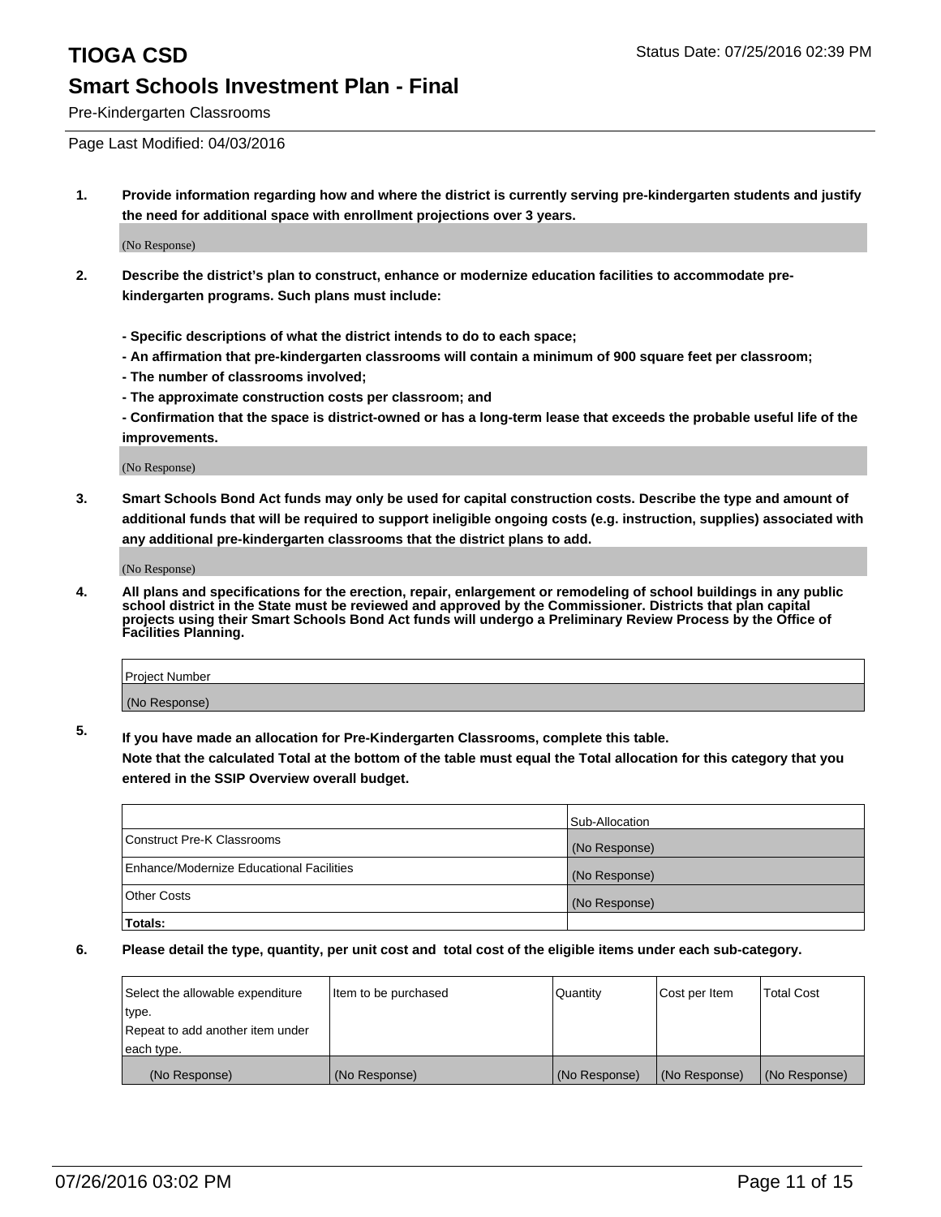# TIOGA CSD

Status Date: 07/25/2016 02:39 PM

## Smart Schools Investment Plan - Final

Pre-Kindergarten Classrooms

Page Last Modified: 04/03/2016

**1. Provide information regarding how and where the district is currently serving pre-kindergarten students and justify the need for additional space with enrollment projections over 3 years.**

(No Response)

**2. Describe the district's plan to construct, enhance or modernize education facilities to accommodate pre-kindergarten programs. Such plans must include:**

**- Specific descriptions of what the district intends to do to each space;**
**- An affirmation that pre-kindergarten classrooms will contain a minimum of 900 square feet per classroom;**
**- The number of classrooms involved;**
**- The approximate construction costs per classroom; and**
**- Confirmation that the space is district-owned or has a long-term lease that exceeds the probable useful life of the improvements.**

(No Response)

**3. Smart Schools Bond Act funds may only be used for capital construction costs. Describe the type and amount of additional funds that will be required to support ineligible ongoing costs (e.g. instruction, supplies) associated with any additional pre-kindergarten classrooms that the district plans to add.**

(No Response)

**4. All plans and specifications for the erection, repair, enlargement or remodeling of school buildings in any public school district in the State must be reviewed and approved by the Commissioner. Districts that plan capital projects using their Smart Schools Bond Act funds will undergo a Preliminary Review Process by the Office of Facilities Planning.**

| Project Number |
|---|
| (No Response) |

**5. If you have made an allocation for Pre-Kindergarten Classrooms, complete this table.**
**Note that the calculated Total at the bottom of the table must equal the Total allocation for this category that you entered in the SSIP Overview overall budget.**

| | Sub-Allocation |
|---|---|
| Construct Pre-K Classrooms | (No Response) |
| Enhance/Modernize Educational Facilities | (No Response) |
| Other Costs | (No Response) |
| **Totals:** | |

**6. Please detail the type, quantity, per unit cost and total cost of the eligible items under each sub-category.**

| Select the allowable expenditure type. Repeat to add another item under each type. | Item to be purchased | Quantity | Cost per Item | Total Cost |
|---|---|---|---|---|
| (No Response) | (No Response) | (No Response) | (No Response) | (No Response) |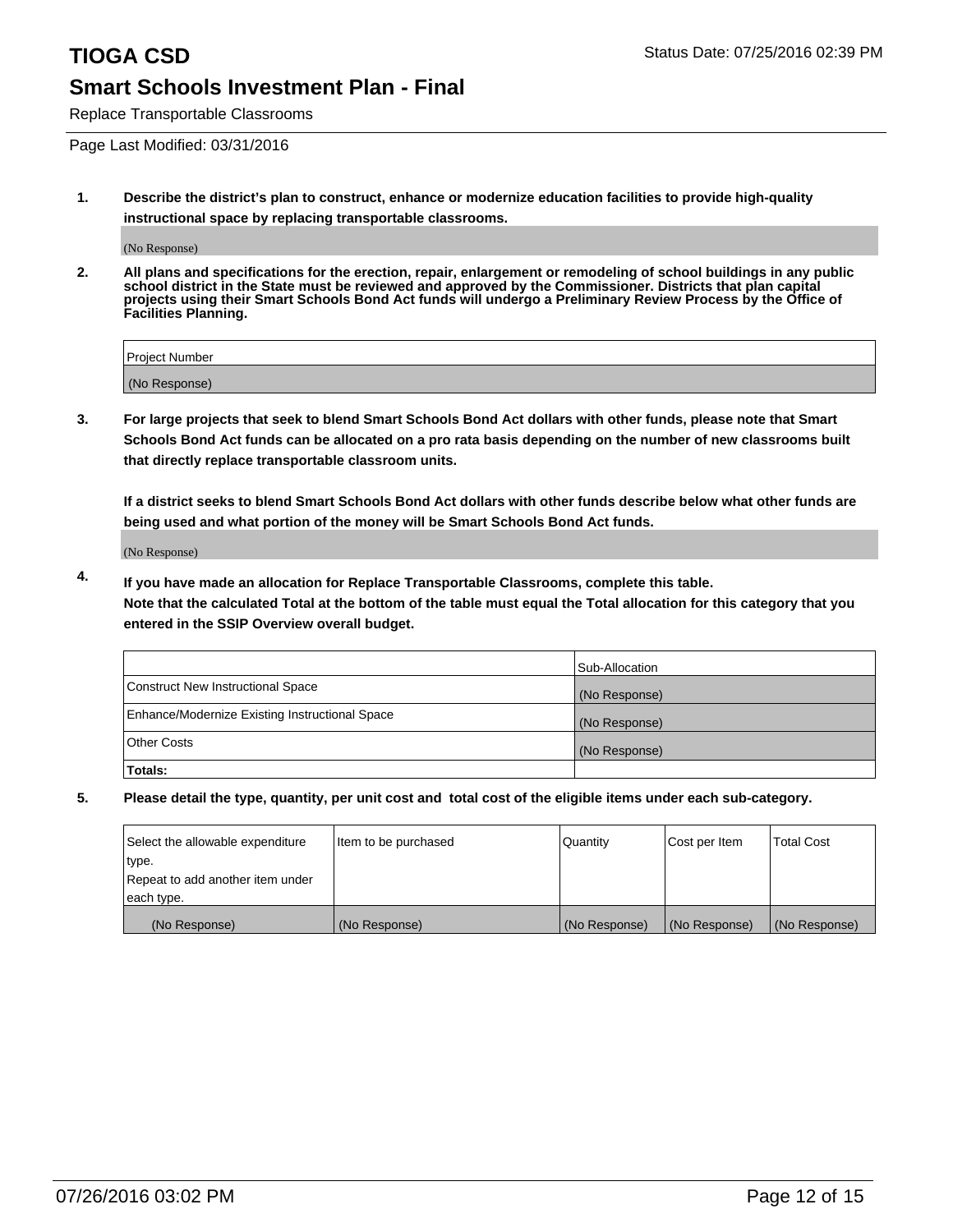# TIOGA CSD

Status Date: 07/25/2016 02:39 PM

## Smart Schools Investment Plan - Final

Replace Transportable Classrooms

Page Last Modified: 03/31/2016

**1. Describe the district's plan to construct, enhance or modernize education facilities to provide high-quality instructional space by replacing transportable classrooms.**

(No Response)

**2. All plans and specifications for the erection, repair, enlargement or remodeling of school buildings in any public school district in the State must be reviewed and approved by the Commissioner. Districts that plan capital projects using their Smart Schools Bond Act funds will undergo a Preliminary Review Process by the Office of Facilities Planning.**

| Project Number |
|---|
| (No Response) |

**3. For large projects that seek to blend Smart Schools Bond Act dollars with other funds, please note that Smart Schools Bond Act funds can be allocated on a pro rata basis depending on the number of new classrooms built that directly replace transportable classroom units.**

**If a district seeks to blend Smart Schools Bond Act dollars with other funds describe below what other funds are being used and what portion of the money will be Smart Schools Bond Act funds.**

(No Response)

**4. If you have made an allocation for Replace Transportable Classrooms, complete this table. Note that the calculated Total at the bottom of the table must equal the Total allocation for this category that you entered in the SSIP Overview overall budget.**

| | Sub-Allocation |
|---|---|
| Construct New Instructional Space | (No Response) |
| Enhance/Modernize Existing Instructional Space | (No Response) |
| Other Costs | (No Response) |
| **Totals:** | |

**5. Please detail the type, quantity, per unit cost and total cost of the eligible items under each sub-category.**

| Select the allowable expenditure type. Repeat to add another item under each type. | Item to be purchased | Quantity | Cost per Item | Total Cost |
|---|---|---|---|---|
| (No Response) | (No Response) | (No Response) | (No Response) | (No Response) |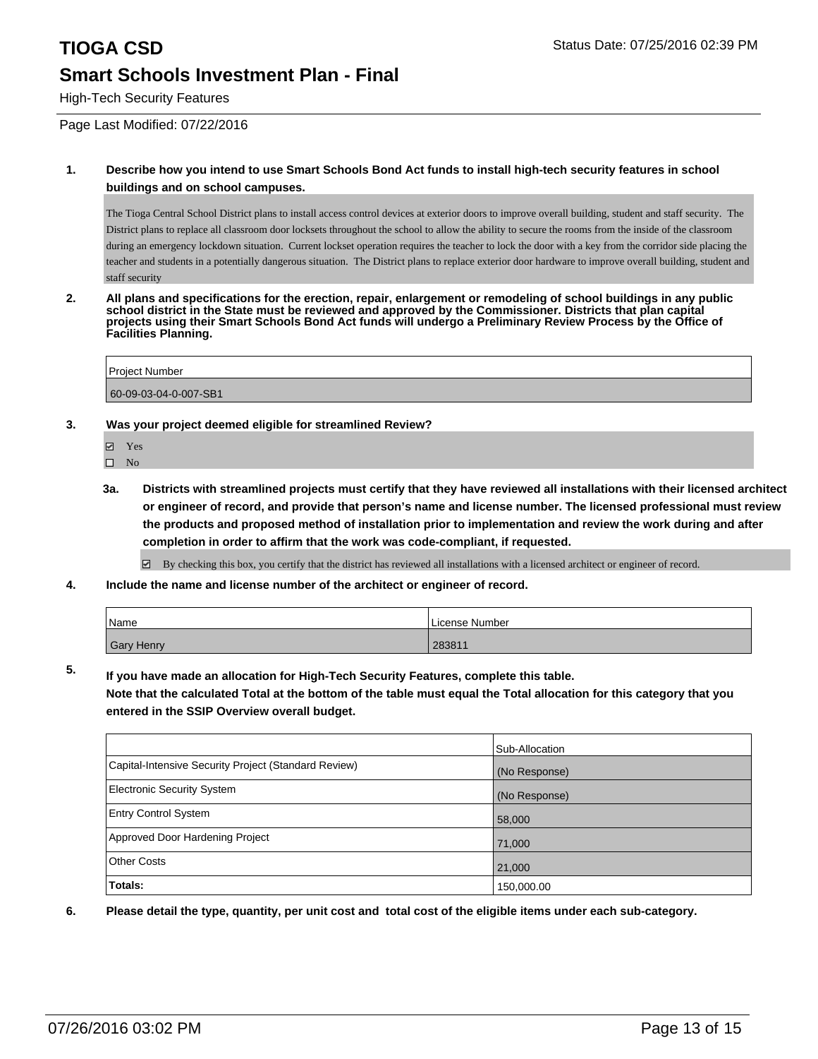# TIOGA CSD

Status Date: 07/25/2016 02:39 PM

## Smart Schools Investment Plan - Final

High-Tech Security Features

Page Last Modified: 07/22/2016

**1. Describe how you intend to use Smart Schools Bond Act funds to install high-tech security features in school buildings and on school campuses.**

The Tioga Central School District plans to install access control devices at exterior doors to improve overall building, student and staff security. The District plans to replace all classroom door locksets throughout the school to allow the ability to secure the rooms from the inside of the classroom during an emergency lockdown situation. Current lockset operation requires the teacher to lock the door with a key from the corridor side placing the teacher and students in a potentially dangerous situation. The District plans to replace exterior door hardware to improve overall building, student and staff security

**2. All plans and specifications for the erection, repair, enlargement or remodeling of school buildings in any public school district in the State must be reviewed and approved by the Commissioner. Districts that plan capital projects using their Smart Schools Bond Act funds will undergo a Preliminary Review Process by the Office of Facilities Planning.**

| Project Number |
|---|
| 60-09-03-04-0-007-SB1 |

**3. Was your project deemed eligible for streamlined Review?**

- ☑ Yes
- ☐ No

**3a. Districts with streamlined projects must certify that they have reviewed all installations with their licensed architect or engineer of record, and provide that person's name and license number. The licensed professional must review the products and proposed method of installation prior to implementation and review the work during and after completion in order to affirm that the work was code-compliant, if requested.**

☑ By checking this box, you certify that the district has reviewed all installations with a licensed architect or engineer of record.

**4. Include the name and license number of the architect or engineer of record.**

| Name | License Number |
|---|---|
| Gary Henry | 283811 |

**5. If you have made an allocation for High-Tech Security Features, complete this table.**
**Note that the calculated Total at the bottom of the table must equal the Total allocation for this category that you entered in the SSIP Overview overall budget.**

| | Sub-Allocation |
|---|---|
| Capital-Intensive Security Project (Standard Review) | (No Response) |
| Electronic Security System | (No Response) |
| Entry Control System | 58,000 |
| Approved Door Hardening Project | 71,000 |
| Other Costs | 21,000 |
| **Totals:** | 150,000.00 |

**6. Please detail the type, quantity, per unit cost and total cost of the eligible items under each sub-category.**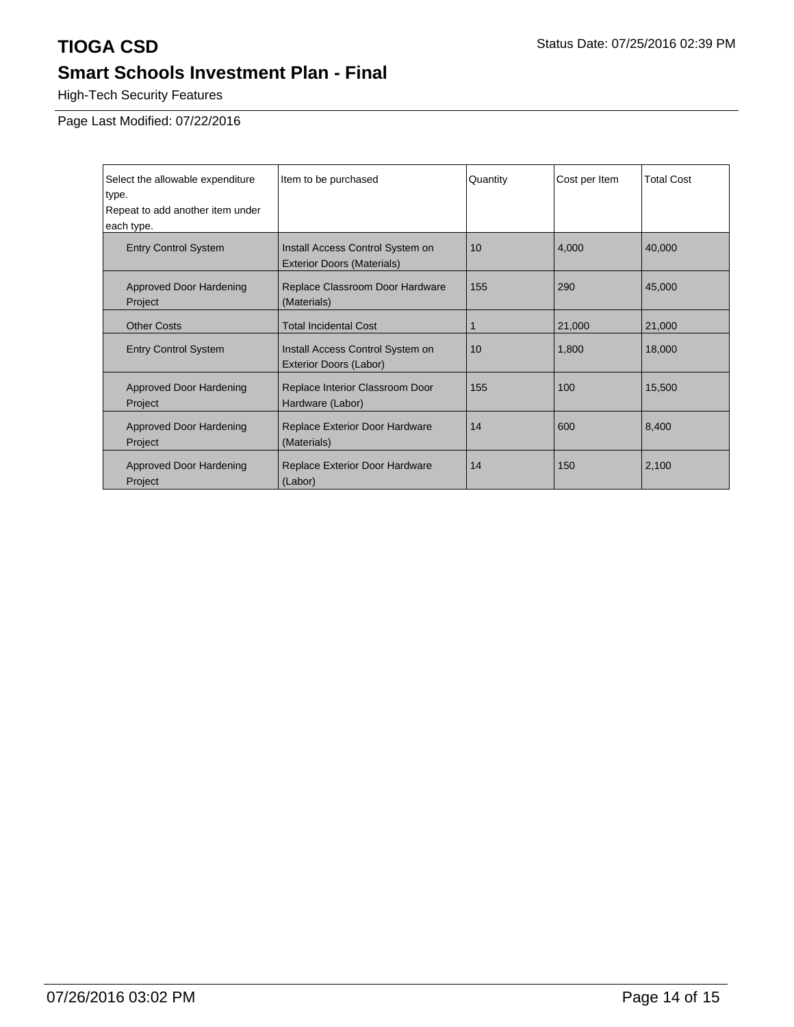# TIOGA CSD

Status Date: 07/25/2016 02:39 PM

## Smart Schools Investment Plan - Final

High-Tech Security Features

Page Last Modified: 07/22/2016

| Select the allowable expenditure type.<br>Repeat to add another item under each type. | Item to be purchased | Quantity | Cost per Item | Total Cost |
|---|---|---|---|---|
| Entry Control System | Install Access Control System on Exterior Doors (Materials) | 10 | 4,000 | 40,000 |
| Approved Door Hardening Project | Replace Classroom Door Hardware (Materials) | 155 | 290 | 45,000 |
| Other Costs | Total Incidental Cost | 1 | 21,000 | 21,000 |
| Entry Control System | Install Access Control System on Exterior Doors (Labor) | 10 | 1,800 | 18,000 |
| Approved Door Hardening Project | Replace Interior Classroom Door Hardware (Labor) | 155 | 100 | 15,500 |
| Approved Door Hardening Project | Replace Exterior Door Hardware (Materials) | 14 | 600 | 8,400 |
| Approved Door Hardening Project | Replace Exterior Door Hardware (Labor) | 14 | 150 | 2,100 |